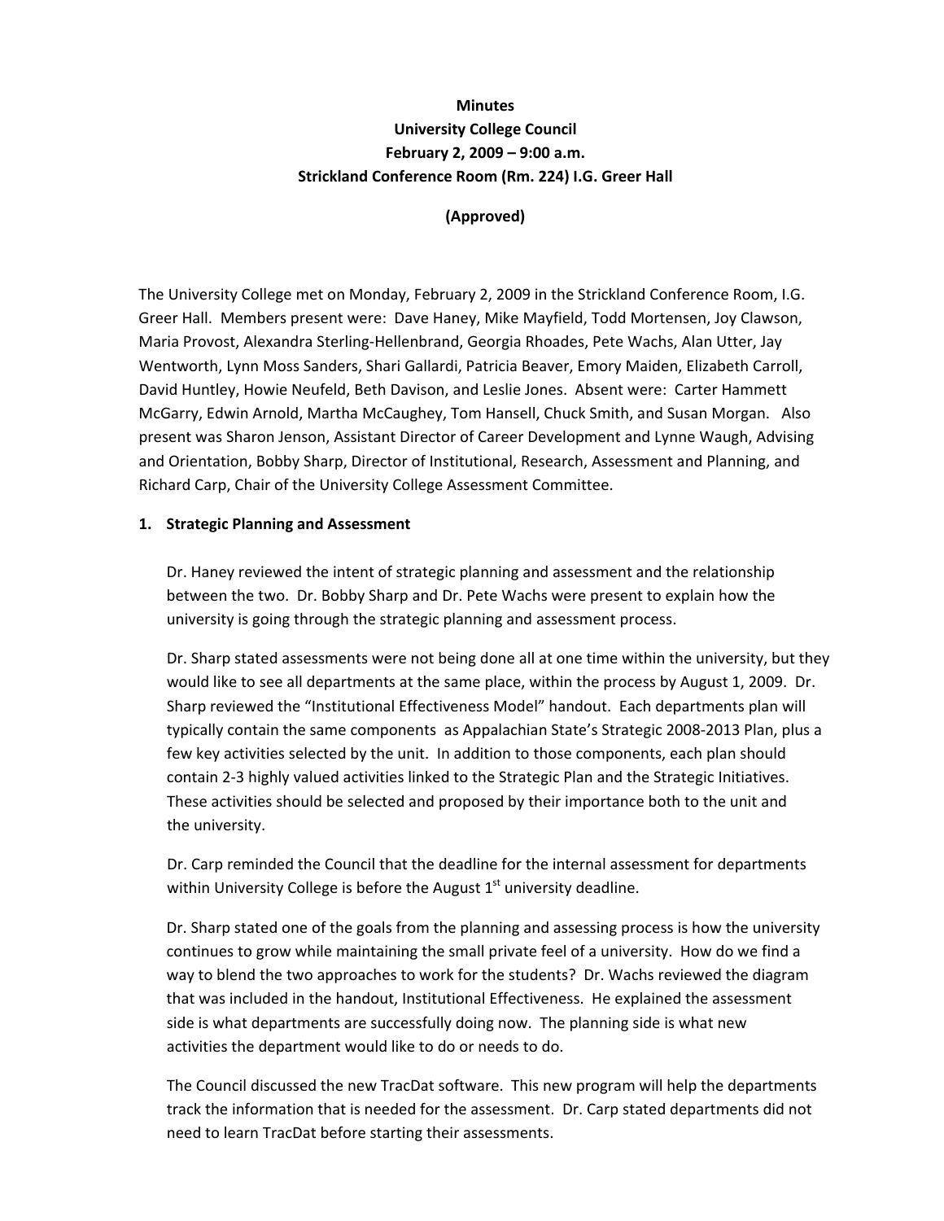**Minutes**
**University College Council**
**February 2, 2009 – 9:00 a.m.**
**Strickland Conference Room (Rm. 224) I.G. Greer Hall**

**(Approved)**

The University College met on Monday, February 2, 2009 in the Strickland Conference Room, I.G. Greer Hall. Members present were: Dave Haney, Mike Mayfield, Todd Mortensen, Joy Clawson, Maria Provost, Alexandra Sterling-Hellenbrand, Georgia Rhoades, Pete Wachs, Alan Utter, Jay Wentworth, Lynn Moss Sanders, Shari Gallardi, Patricia Beaver, Emory Maiden, Elizabeth Carroll, David Huntley, Howie Neufeld, Beth Davison, and Leslie Jones. Absent were: Carter Hammett McGarry, Edwin Arnold, Martha McCaughey, Tom Hansell, Chuck Smith, and Susan Morgan. Also present was Sharon Jenson, Assistant Director of Career Development and Lynne Waugh, Advising and Orientation, Bobby Sharp, Director of Institutional, Research, Assessment and Planning, and Richard Carp, Chair of the University College Assessment Committee.

**1. Strategic Planning and Assessment**

Dr. Haney reviewed the intent of strategic planning and assessment and the relationship between the two. Dr. Bobby Sharp and Dr. Pete Wachs were present to explain how the university is going through the strategic planning and assessment process.

Dr. Sharp stated assessments were not being done all at one time within the university, but they would like to see all departments at the same place, within the process by August 1, 2009. Dr. Sharp reviewed the "Institutional Effectiveness Model" handout. Each departments plan will typically contain the same components as Appalachian State's Strategic 2008-2013 Plan, plus a few key activities selected by the unit. In addition to those components, each plan should contain 2-3 highly valued activities linked to the Strategic Plan and the Strategic Initiatives. These activities should be selected and proposed by their importance both to the unit and the university.

Dr. Carp reminded the Council that the deadline for the internal assessment for departments within University College is before the August 1st university deadline.

Dr. Sharp stated one of the goals from the planning and assessing process is how the university continues to grow while maintaining the small private feel of a university. How do we find a way to blend the two approaches to work for the students? Dr. Wachs reviewed the diagram that was included in the handout, Institutional Effectiveness. He explained the assessment side is what departments are successfully doing now. The planning side is what new activities the department would like to do or needs to do.

The Council discussed the new TracDat software. This new program will help the departments track the information that is needed for the assessment. Dr. Carp stated departments did not need to learn TracDat before starting their assessments.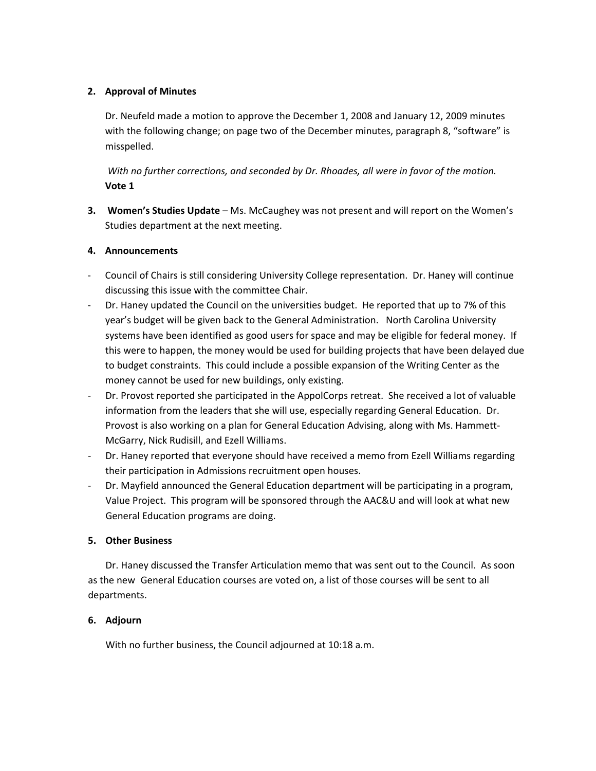**2. Approval of Minutes**

Dr. Neufeld made a motion to approve the December 1, 2008 and January 12, 2009 minutes with the following change; on page two of the December minutes, paragraph 8, "software" is misspelled.

*With no further corrections, and seconded by Dr. Rhoades, all were in favor of the motion.*
**Vote 1**

**3. Women's Studies Update** – Ms. McCaughey was not present and will report on the Women's Studies department at the next meeting.

**4. Announcements**

- Council of Chairs is still considering University College representation. Dr. Haney will continue discussing this issue with the committee Chair.
- Dr. Haney updated the Council on the universities budget. He reported that up to 7% of this year's budget will be given back to the General Administration. North Carolina University systems have been identified as good users for space and may be eligible for federal money. If this were to happen, the money would be used for building projects that have been delayed due to budget constraints. This could include a possible expansion of the Writing Center as the money cannot be used for new buildings, only existing.
- Dr. Provost reported she participated in the AppolCorps retreat. She received a lot of valuable information from the leaders that she will use, especially regarding General Education. Dr. Provost is also working on a plan for General Education Advising, along with Ms. Hammett-McGarry, Nick Rudisill, and Ezell Williams.
- Dr. Haney reported that everyone should have received a memo from Ezell Williams regarding their participation in Admissions recruitment open houses.
- Dr. Mayfield announced the General Education department will be participating in a program, Value Project. This program will be sponsored through the AAC&U and will look at what new General Education programs are doing.

**5. Other Business**

Dr. Haney discussed the Transfer Articulation memo that was sent out to the Council. As soon as the new General Education courses are voted on, a list of those courses will be sent to all departments.

**6. Adjourn**

With no further business, the Council adjourned at 10:18 a.m.